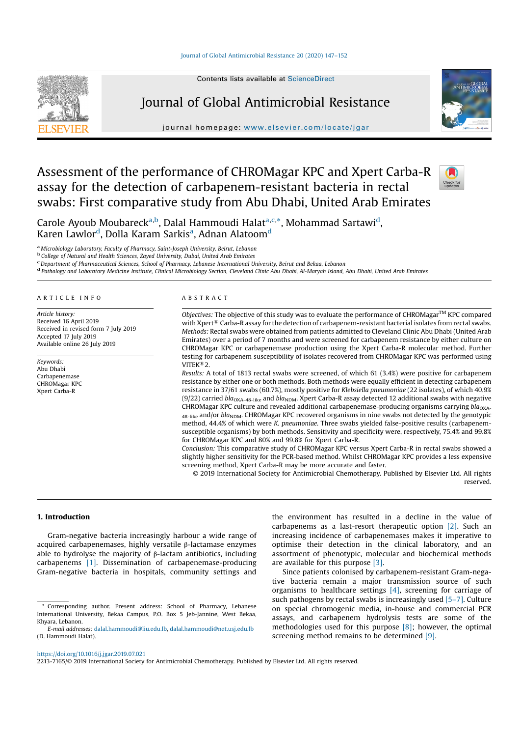# Assessment of the performance of CHROMagar KPC and Xpert Carba-R assay for the detection of carbapenem-resistant bacteria in rectal swabs: First comparative study from Abu Dhabi, United Arab Emirates

Carole Ayoub Moubareck[a,b], Dalal Hammoudi Halat[a,c,*], Mohammad Sartawi[d], Karen Lawlor[d], Dolla Karam Sarkis[a], Adnan Alatoom[d]

[a] Microbiology Laboratory, Faculty of Pharmacy, Saint-Joseph University, Beirut, Lebanon
[b] College of Natural and Health Sciences, Zayed University, Dubai, United Arab Emirates
[c] Department of Pharmaceutical Sciences, School of Pharmacy, Lebanese International University, Beirut and Bekaa, Lebanon
[d] Pathology and Laboratory Medicine Institute, Clinical Microbiology Section, Cleveland Clinic Abu Dhabi, Al-Maryah Island, Abu Dhabi, United Arab Emirates

## ARTICLE INFO

*Article history:*
Received 16 April 2019
Received in revised form 7 July 2019
Accepted 17 July 2019
Available online 26 July 2019

*Keywords:*
Abu Dhabi
Carbapenemase
CHROMagar KPC
Xpert Carba-R

## ABSTRACT

*Objectives:* The objective of this study was to evaluate the performance of CHROMagar™ KPC compared with Xpert® Carba-R assay for the detection of carbapenem-resistant bacterial isolates from rectal swabs.

*Methods:* Rectal swabs were obtained from patients admitted to Cleveland Clinic Abu Dhabi (United Arab Emirates) over a period of 7 months and were screened for carbapenem resistance by either culture on CHROMagar KPC or carbapenemase production using the Xpert Carba-R molecular method. Further testing for carbapenem susceptibility of isolates recovered from CHROMagar KPC was performed using VITEK® 2.

*Results:* A total of 1813 rectal swabs were screened, of which 61 (3.4%) were positive for carbapenem resistance by either one or both methods. Both methods were equally efficient in detecting carbapenem resistance in 37/61 swabs (60.7%), mostly positive for *Klebsiella pneumoniae* (22 isolates), of which 40.9% (9/22) carried $bla_{OXA-48-like}$ and $bla_{NDM}$. Xpert Carba-R assay detected 12 additional swabs with negative CHROMagar KPC culture and revealed additional carbapenemase-producing organisms carrying $bla_{OXA-48-like}$ and/or $bla_{NDM}$. CHROMagar KPC recovered organisms in nine swabs not detected by the genotypic method, 44.4% of which were *K. pneumoniae*. Three swabs yielded false-positive results (carbapenem-susceptible organisms) by both methods. Sensitivity and specificity were, respectively, 75.4% and 99.8% for CHROMagar KPC and 80% and 99.8% for Xpert Carba-R.

*Conclusion:* This comparative study of CHROMagar KPC versus Xpert Carba-R in rectal swabs showed a slightly higher sensitivity for the PCR-based method. Whilst CHROMagar KPC provides a less expensive screening method, Xpert Carba-R may be more accurate and faster.

© 2019 International Society for Antimicrobial Chemotherapy. Published by Elsevier Ltd. All rights reserved.

## 1. Introduction

Gram-negative bacteria increasingly harbour a wide range of acquired carbapenemases, highly versatile β-lactamase enzymes able to hydrolyse the majority of β-lactam antibiotics, including carbapenems [1]. Dissemination of carbapenemase-producing Gram-negative bacteria in hospitals, community settings and the environment has resulted in a decline in the value of carbapenems as a last-resort therapeutic option [2]. Such an increasing incidence of carbapenemases makes it imperative to optimise their detection in the clinical laboratory, and an assortment of phenotypic, molecular and biochemical methods are available for this purpose [3].

Since patients colonised by carbapenem-resistant Gram-negative bacteria remain a major transmission source of such organisms to healthcare settings [4], screening for carriage of such pathogens by rectal swabs is increasingly used [5–7]. Culture on special chromogenic media, in-house and commercial PCR assays, and carbapenem hydrolysis tests are some of the methodologies used for this purpose [8]; however, the optimal screening method remains to be determined [9].

\* Corresponding author. Present address: School of Pharmacy, Lebanese International University, Bekaa Campus, P.O. Box 5 Jeb-Jannine, West Bekaa, Khyara, Lebanon.
*E-mail addresses:* dalal.hammoudi@liu.edu.lb, dalal.hammoudi@net.usj.edu.lb (D. Hammoudi Halat).

https://doi.org/10.1016/j.jgar.2019.07.021
2213-7165/© 2019 International Society for Antimicrobial Chemotherapy. Published by Elsevier Ltd. All rights reserved.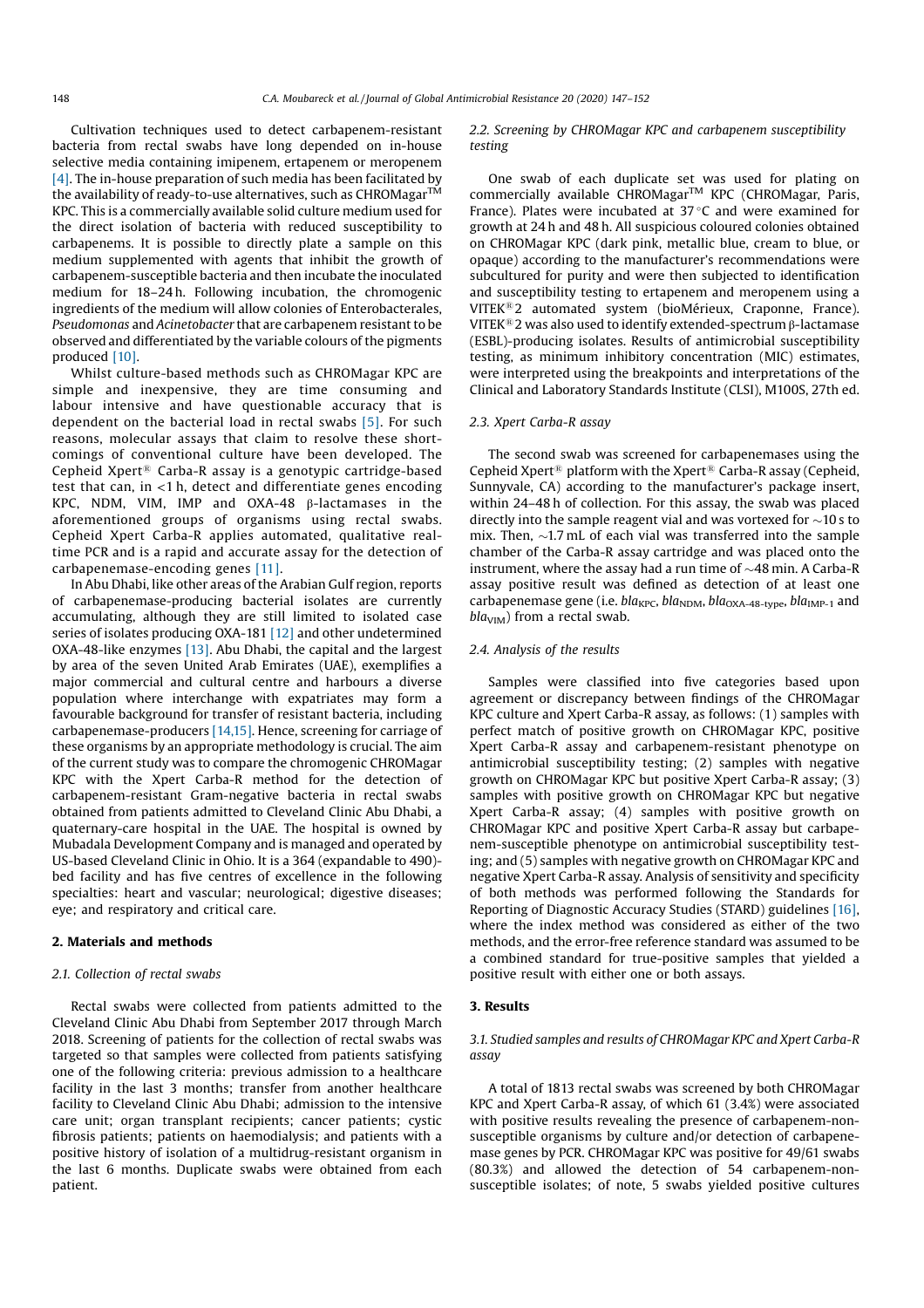Cultivation techniques used to detect carbapenem-resistant bacteria from rectal swabs have long depended on in-house selective media containing imipenem, ertapenem or meropenem [4]. The in-house preparation of such media has been facilitated by the availability of ready-to-use alternatives, such as CHROMagar™ KPC. This is a commercially available solid culture medium used for the direct isolation of bacteria with reduced susceptibility to carbapenems. It is possible to directly plate a sample on this medium supplemented with agents that inhibit the growth of carbapenem-susceptible bacteria and then incubate the inoculated medium for 18–24 h. Following incubation, the chromogenic ingredients of the medium will allow colonies of Enterobacterales, *Pseudomonas* and *Acinetobacter* that are carbapenem resistant to be observed and differentiated by the variable colours of the pigments produced [10].

Whilst culture-based methods such as CHROMagar KPC are simple and inexpensive, they are time consuming and labour intensive and have questionable accuracy that is dependent on the bacterial load in rectal swabs [5]. For such reasons, molecular assays that claim to resolve these shortcomings of conventional culture have been developed. The Cepheid Xpert® Carba-R assay is a genotypic cartridge-based test that can, in <1 h, detect and differentiate genes encoding KPC, NDM, VIM, IMP and OXA-48 β-lactamases in the aforementioned groups of organisms using rectal swabs. Cepheid Xpert Carba-R applies automated, qualitative real-time PCR and is a rapid and accurate assay for the detection of carbapenemase-encoding genes [11].

In Abu Dhabi, like other areas of the Arabian Gulf region, reports of carbapenemase-producing bacterial isolates are currently accumulating, although they are still limited to isolated case series of isolates producing OXA-181 [12] and other undetermined OXA-48-like enzymes [13]. Abu Dhabi, the capital and the largest by area of the seven United Arab Emirates (UAE), exemplifies a major commercial and cultural centre and harbours a diverse population where interchange with expatriates may form a favourable background for transfer of resistant bacteria, including carbapenemase-producers [14,15]. Hence, screening for carriage of these organisms by an appropriate methodology is crucial. The aim of the current study was to compare the chromogenic CHROMagar KPC with the Xpert Carba-R method for the detection of carbapenem-resistant Gram-negative bacteria in rectal swabs obtained from patients admitted to Cleveland Clinic Abu Dhabi, a quaternary-care hospital in the UAE. The hospital is owned by Mubadala Development Company and is managed and operated by US-based Cleveland Clinic in Ohio. It is a 364 (expandable to 490)-bed facility and has five centres of excellence in the following specialties: heart and vascular; neurological; digestive diseases; eye; and respiratory and critical care.

## 2. Materials and methods

### 2.1. Collection of rectal swabs

Rectal swabs were collected from patients admitted to the Cleveland Clinic Abu Dhabi from September 2017 through March 2018. Screening of patients for the collection of rectal swabs was targeted so that samples were collected from patients satisfying one of the following criteria: previous admission to a healthcare facility in the last 3 months; transfer from another healthcare facility to Cleveland Clinic Abu Dhabi; admission to the intensive care unit; organ transplant recipients; cancer patients; cystic fibrosis patients; patients on haemodialysis; and patients with a positive history of isolation of a multidrug-resistant organism in the last 6 months. Duplicate swabs were obtained from each patient.

### 2.2. Screening by CHROMagar KPC and carbapenem susceptibility testing

One swab of each duplicate set was used for plating on commercially available CHROMagar™ KPC (CHROMagar, Paris, France). Plates were incubated at 37 °C and were examined for growth at 24 h and 48 h. All suspicious coloured colonies obtained on CHROMagar KPC (dark pink, metallic blue, cream to blue, or opaque) according to the manufacturer's recommendations were subcultured for purity and were then subjected to identification and susceptibility testing to ertapenem and meropenem using a VITEK® 2 automated system (bioMérieux, Craponne, France). VITEK® 2 was also used to identify extended-spectrum β-lactamase (ESBL)-producing isolates. Results of antimicrobial susceptibility testing, as minimum inhibitory concentration (MIC) estimates, were interpreted using the breakpoints and interpretations of the Clinical and Laboratory Standards Institute (CLSI), M100S, 27th ed.

### 2.3. Xpert Carba-R assay

The second swab was screened for carbapenemases using the Cepheid Xpert® platform with the Xpert® Carba-R assay (Cepheid, Sunnyvale, CA) according to the manufacturer's package insert, within 24–48 h of collection. For this assay, the swab was placed directly into the sample reagent vial and was vortexed for ~10 s to mix. Then, ~1.7 mL of each vial was transferred into the sample chamber of the Carba-R assay cartridge and was placed onto the instrument, where the assay had a run time of ~48 min. A Carba-R assay positive result was defined as detection of at least one carbapenemase gene (i.e. $bla_{KPC}$, $bla_{NDM}$, $bla_{OXA-48-type}$, $bla_{IMP-1}$ and $bla_{VIM}$) from a rectal swab.

### 2.4. Analysis of the results

Samples were classified into five categories based upon agreement or discrepancy between findings of the CHROMagar KPC culture and Xpert Carba-R assay, as follows: (1) samples with perfect match of positive growth on CHROMagar KPC, positive Xpert Carba-R assay and carbapenem-resistant phenotype on antimicrobial susceptibility testing; (2) samples with negative growth on CHROMagar KPC but positive Xpert Carba-R assay; (3) samples with positive growth on CHROMagar KPC but negative Xpert Carba-R assay; (4) samples with positive growth on CHROMagar KPC and positive Xpert Carba-R assay but carbapenem-susceptible phenotype on antimicrobial susceptibility testing; and (5) samples with negative growth on CHROMagar KPC and negative Xpert Carba-R assay. Analysis of sensitivity and specificity of both methods was performed following the Standards for Reporting of Diagnostic Accuracy Studies (STARD) guidelines [16], where the index method was considered as either of the two methods, and the error-free reference standard was assumed to be a combined standard for true-positive samples that yielded a positive result with either one or both assays.

## 3. Results

### 3.1. Studied samples and results of CHROMagar KPC and Xpert Carba-R assay

A total of 1813 rectal swabs was screened by both CHROMagar KPC and Xpert Carba-R assay, of which 61 (3.4%) were associated with positive results revealing the presence of carbapenem-non-susceptible organisms by culture and/or detection of carbapenemase genes by PCR. CHROMagar KPC was positive for 49/61 swabs (80.3%) and allowed the detection of 54 carbapenem-non-susceptible isolates; of note, 5 swabs yielded positive cultures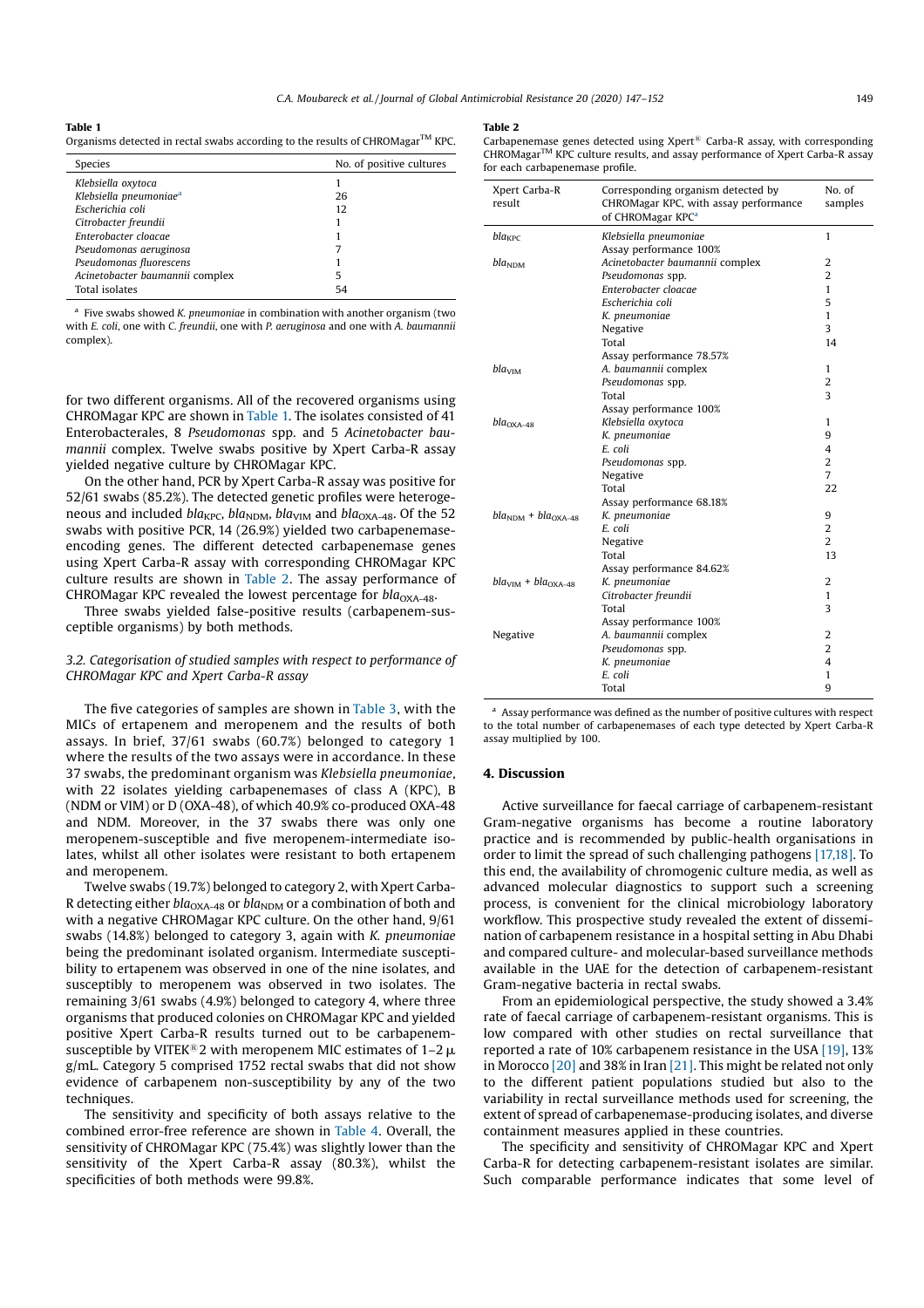**Table 1**
Organisms detected in rectal swabs according to the results of CHROMagar[TM] KPC.

| Species | No. of positive cultures |
| --- | --- |
| *Klebsiella oxytoca* | 1 |
| *Klebsiella pneumoniae*[a] | 26 |
| *Escherichia coli* | 12 |
| *Citrobacter freundii* | 1 |
| *Enterobacter cloacae* | 1 |
| *Pseudomonas aeruginosa* | 7 |
| *Pseudomonas fluorescens* | 1 |
| *Acinetobacter baumannii* complex | 5 |
| Total isolates | 54 |

[a] Five swabs showed *K. pneumoniae* in combination with another organism (two with *E. coli*, one with *C. freundii*, one with *P. aeruginosa* and one with *A. baumannii* complex).

for two different organisms. All of the recovered organisms using CHROMagar KPC are shown in Table 1. The isolates consisted of 41 Enterobacterales, 8 *Pseudomonas* spp. and 5 *Acinetobacter baumannii* complex. Twelve swabs positive by Xpert Carba-R assay yielded negative culture by CHROMagar KPC.

On the other hand, PCR by Xpert Carba-R assay was positive for 52/61 swabs (85.2%). The detected genetic profiles were heterogeneous and included $bla_{KPC}$, $bla_{NDM}$, $bla_{VIM}$ and $bla_{OXA-48}$. Of the 52 swabs with positive PCR, 14 (26.9%) yielded two carbapenemase-encoding genes. The different detected carbapenemase genes using Xpert Carba-R assay with corresponding CHROMagar KPC culture results are shown in Table 2. The assay performance of CHROMagar KPC revealed the lowest percentage for $bla_{OXA-48}$.

Three swabs yielded false-positive results (carbapenem-susceptible organisms) by both methods.

### 3.2. Categorisation of studied samples with respect to performance of CHROMagar KPC and Xpert Carba-R assay

The five categories of samples are shown in Table 3, with the MICs of ertapenem and meropenem and the results of both assays. In brief, 37/61 swabs (60.7%) belonged to category 1 where the results of the two assays were in accordance. In these 37 swabs, the predominant organism was *Klebsiella pneumoniae*, with 22 isolates yielding carbapenemases of class A (KPC), B (NDM or VIM) or D (OXA-48), of which 40.9% co-produced OXA-48 and NDM. Moreover, in the 37 swabs there was only one meropenem-susceptible and five meropenem-intermediate isolates, whilst all other isolates were resistant to both ertapenem and meropenem.

Twelve swabs (19.7%) belonged to category 2, with Xpert Carba-R detecting either $bla_{OXA-48}$ or $bla_{NDM}$ or a combination of both and with a negative CHROMagar KPC culture. On the other hand, 9/61 swabs (14.8%) belonged to category 3, again with *K. pneumoniae* being the predominant isolated organism. Intermediate susceptibility to ertapenem was observed in one of the nine isolates, and susceptibly to meropenem was observed in two isolates. The remaining 3/61 swabs (4.9%) belonged to category 4, where three organisms that produced colonies on CHROMagar KPC and yielded positive Xpert Carba-R results turned out to be carbapenem-susceptible by VITEK®2 with meropenem MIC estimates of 1–2 μg/mL. Category 5 comprised 1752 rectal swabs that did not show evidence of carbapenem non-susceptibility by any of the two techniques.

The sensitivity and specificity of both assays relative to the combined error-free reference are shown in Table 4. Overall, the sensitivity of CHROMagar KPC (75.4%) was slightly lower than the sensitivity of the Xpert Carba-R assay (80.3%), whilst the specificities of both methods were 99.8%.

**Table 2**
Carbapenemase genes detected using Xpert® Carba-R assay, with corresponding CHROMagar[TM] KPC culture results, and assay performance of Xpert Carba-R assay for each carbapenemase profile.

| Xpert Carba-R result | Corresponding organism detected by CHROMagar KPC, with assay performance of CHROMagar KPC[a] | No. of samples |
| --- | --- | --- |
| $bla_{KPC}$ | *Klebsiella pneumoniae* | 1 |
| | Assay performance 100% | |
| $bla_{NDM}$ | *Acinetobacter baumannii* complex | 2 |
| | *Pseudomonas* spp. | 2 |
| | *Enterobacter cloacae* | 1 |
| | *Escherichia coli* | 5 |
| | *K. pneumoniae* | 1 |
| | Negative | 3 |
| | Total | 14 |
| | Assay performance 78.57% | |
| $bla_{VIM}$ | *A. baumannii* complex | 1 |
| | *Pseudomonas* spp. | 2 |
| | Total | 3 |
| | Assay performance 100% | |
| $bla_{OXA-48}$ | *Klebsiella oxytoca* | 1 |
| | *K. pneumoniae* | 9 |
| | *E. coli* | 4 |
| | *Pseudomonas* spp. | 2 |
| | Negative | 7 |
| | Total | 22 |
| | Assay performance 68.18% | |
| $bla_{NDM}$ + $bla_{OXA-48}$ | *K. pneumoniae* | 9 |
| | *E. coli* | 2 |
| | Negative | 2 |
| | Total | 13 |
| | Assay performance 84.62% | |
| $bla_{VIM}$ + $bla_{OXA-48}$ | *K. pneumoniae* | 2 |
| | *Citrobacter freundii* | 1 |
| | Total | 3 |
| | Assay performance 100% | |
| Negative | *A. baumannii* complex | 2 |
| | *Pseudomonas* spp. | 2 |
| | *K. pneumoniae* | 4 |
| | *E. coli* | 1 |
| | Total | 9 |

[a] Assay performance was defined as the number of positive cultures with respect to the total number of carbapenemases of each type detected by Xpert Carba-R assay multiplied by 100.

## 4. Discussion

Active surveillance for faecal carriage of carbapenem-resistant Gram-negative organisms has become a routine laboratory practice and is recommended by public-health organisations in order to limit the spread of such challenging pathogens [17,18]. To this end, the availability of chromogenic culture media, as well as advanced molecular diagnostics to support such a screening process, is convenient for the clinical microbiology laboratory workflow. This prospective study revealed the extent of dissemination of carbapenem resistance in a hospital setting in Abu Dhabi and compared culture- and molecular-based surveillance methods available in the UAE for the detection of carbapenem-resistant Gram-negative bacteria in rectal swabs.

From an epidemiological perspective, the study showed a 3.4% rate of faecal carriage of carbapenem-resistant organisms. This is low compared with other studies on rectal surveillance that reported a rate of 10% carbapenem resistance in the USA [19], 13% in Morocco [20] and 38% in Iran [21]. This might be related not only to the different patient populations studied but also to the variability in rectal surveillance methods used for screening, the extent of spread of carbapenemase-producing isolates, and diverse containment measures applied in these countries.

The specificity and sensitivity of CHROMagar KPC and Xpert Carba-R for detecting carbapenem-resistant isolates are similar. Such comparable performance indicates that some level of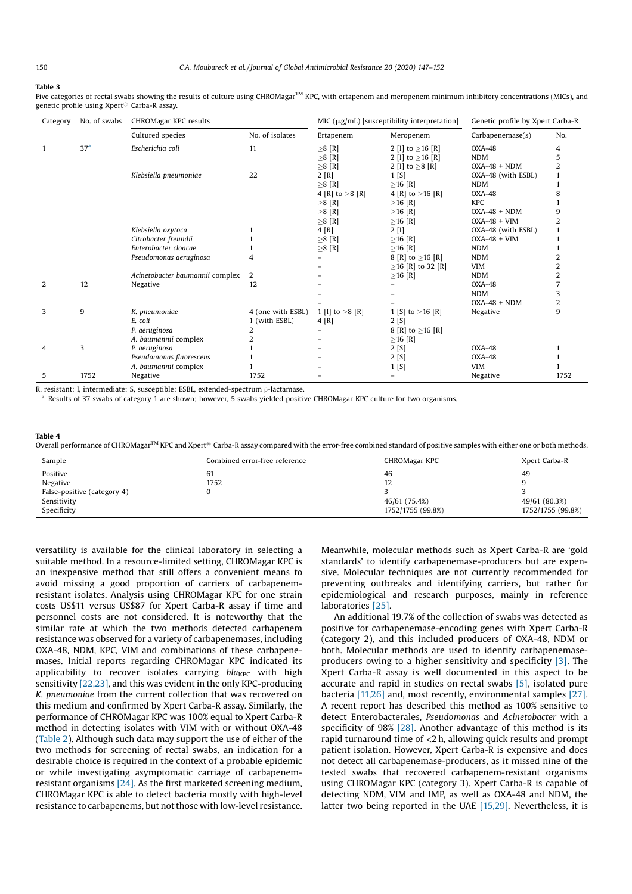**Table 3**

Five categories of rectal swabs showing the results of culture using CHROMagar™ KPC, with ertapenem and meropenem minimum inhibitory concentrations (MICs), and genetic profile using Xpert® Carba-R assay.

| Category | No. of swabs | CHROMagar KPC results | | MIC (μg/mL) [susceptibility interpretation] | | Genetic profile by Xpert Carba-R | |
|---|---|---|---|---|---|---|---|
| | | Cultured species | No. of isolates | Ertapenem | Meropenem | Carbapenemase(s) | No. |
| 1 | 37[a] | *Escherichia coli* | 11 | ≥8 [R] | 2 [I] to ≥16 [R] | OXA-48 | 4 |
| | | | | ≥8 [R] | 2 [I] to ≥16 [R] | NDM | 5 |
| | | | | ≥8 [R] | 2 [I] to ≥8 [R] | OXA-48 + NDM | 2 |
| | | *Klebsiella pneumoniae* | 22 | 2 [R] | 1 [S] | OXA-48 (with ESBL) | 1 |
| | | | | ≥8 [R] | ≥16 [R] | NDM | 1 |
| | | | | 4 [R] to ≥8 [R] | 4 [R] to ≥16 [R] | OXA-48 | 8 |
| | | | | ≥8 [R] | ≥16 [R] | KPC | 1 |
| | | | | ≥8 [R] | ≥16 [R] | OXA-48 + NDM | 9 |
| | | | | ≥8 [R] | ≥16 [R] | OXA-48 + VIM | 2 |
| | | *Klebsiella oxytoca* | 1 | 4 [R] | 2 [I] | OXA-48 (with ESBL) | 1 |
| | | *Citrobacter freundii* | 1 | ≥8 [R] | ≥16 [R] | OXA-48 + VIM | 1 |
| | | *Enterobacter cloacae* | 1 | ≥8 [R] | ≥16 [R] | NDM | 1 |
| | | *Pseudomonas aeruginosa* | 4 | – | 8 [R] to ≥16 [R] | NDM | 2 |
| | | | | – | ≥16 [R] to 32 [R] | VIM | 2 |
| | | *Acinetobacter baumannii complex* | 2 | – | ≥16 [R] | NDM | 2 |
| 2 | 12 | Negative | 12 | – | – | OXA-48 | 7 |
| | | | | – | – | NDM | 3 |
| | | | | – | – | OXA-48 + NDM | 2 |
| 3 | 9 | *K. pneumoniae* | 4 (one with ESBL) | 1 [I] to ≥8 [R] | 1 [S] to ≥16 [R] | Negative | 9 |
| | | *E. coli* | 1 (with ESBL) | 4 [R] | 2 [S] | | |
| | | *P. aeruginosa* | 2 | – | 8 [R] to ≥16 [R] | | |
| | | *A. baumannii complex* | 2 | – | ≥16 [R] | | |
| 4 | 3 | *P. aeruginosa* | 1 | – | 2 [S] | OXA-48 | 1 |
| | | *Pseudomonas fluorescens* | 1 | – | 2 [S] | OXA-48 | 1 |
| | | *A. baumannii complex* | 1 | – | 1 [S] | VIM | 1 |
| 5 | 1752 | Negative | 1752 | – | – | Negative | 1752 |

R, resistant; I, intermediate; S, susceptible; ESBL, extended-spectrum β-lactamase.

[a] Results of 37 swabs of category 1 are shown; however, 5 swabs yielded positive CHROMagar KPC culture for two organisms.

**Table 4**

Overall performance of CHROMagar™ KPC and Xpert® Carba-R assay compared with the error-free combined standard of positive samples with either one or both methods.

| Sample | Combined error-free reference | CHROMagar KPC | Xpert Carba-R |
|---|---|---|---|
| Positive | 61 | 46 | 49 |
| Negative | 1752 | 12 | 9 |
| False-positive (category 4) | 0 | 3 | 3 |
| Sensitivity | | 46/61 (75.4%) | 49/61 (80.3%) |
| Specificity | | 1752/1755 (99.8%) | 1752/1755 (99.8%) |

versatility is available for the clinical laboratory in selecting a suitable method. In a resource-limited setting, CHROMagar KPC is an inexpensive method that still offers a convenient means to avoid missing a good proportion of carriers of carbapenem-resistant isolates. Analysis using CHROMagar KPC for one strain costs US$11 versus US$87 for Xpert Carba-R assay if time and personnel costs are not considered. It is noteworthy that the similar rate at which the two methods detected carbapenem resistance was observed for a variety of carbapenemases, including OXA-48, NDM, KPC, VIM and combinations of these carbapenemases. Initial reports regarding CHROMagar KPC indicated its applicability to recover isolates carrying $bla_{KPC}$ with high sensitivity [22,23], and this was evident in the only KPC-producing *K. pneumoniae* from the current collection that was recovered on this medium and confirmed by Xpert Carba-R assay. Similarly, the performance of CHROMagar KPC was 100% equal to Xpert Carba-R method in detecting isolates with VIM with or without OXA-48 (Table 2). Although such data may support the use of either of the two methods for screening of rectal swabs, an indication for a desirable choice is required in the context of a probable epidemic or while investigating asymptomatic carriage of carbapenem-resistant organisms [24]. As the first marketed screening medium, CHROMagar KPC is able to detect bacteria mostly with high-level resistance to carbapenems, but not those with low-level resistance. Meanwhile, molecular methods such as Xpert Carba-R are 'gold standards' to identify carbapenemase-producers but are expensive. Molecular techniques are not currently recommended for preventing outbreaks and identifying carriers, but rather for epidemiological and research purposes, mainly in reference laboratories [25].

An additional 19.7% of the collection of swabs was detected as positive for carbapenemase-encoding genes with Xpert Carba-R (category 2), and this included producers of OXA-48, NDM or both. Molecular methods are used to identify carbapenemase-producers owing to a higher sensitivity and specificity [3]. The Xpert Carba-R assay is well documented in this aspect to be accurate and rapid in studies on rectal swabs [5], isolated pure bacteria [11,26] and, most recently, environmental samples [27]. A recent report has described this method as 100% sensitive to detect Enterobacterales, *Pseudomonas* and *Acinetobacter* with a specificity of 98% [28]. Another advantage of this method is its rapid turnaround time of <2 h, allowing quick results and prompt patient isolation. However, Xpert Carba-R is expensive and does not detect all carbapenemase-producers, as it missed nine of the tested swabs that recovered carbapenem-resistant organisms using CHROMagar KPC (category 3). Xpert Carba-R is capable of detecting NDM, VIM and IMP, as well as OXA-48 and NDM, the latter two being reported in the UAE [15,29]. Nevertheless, it is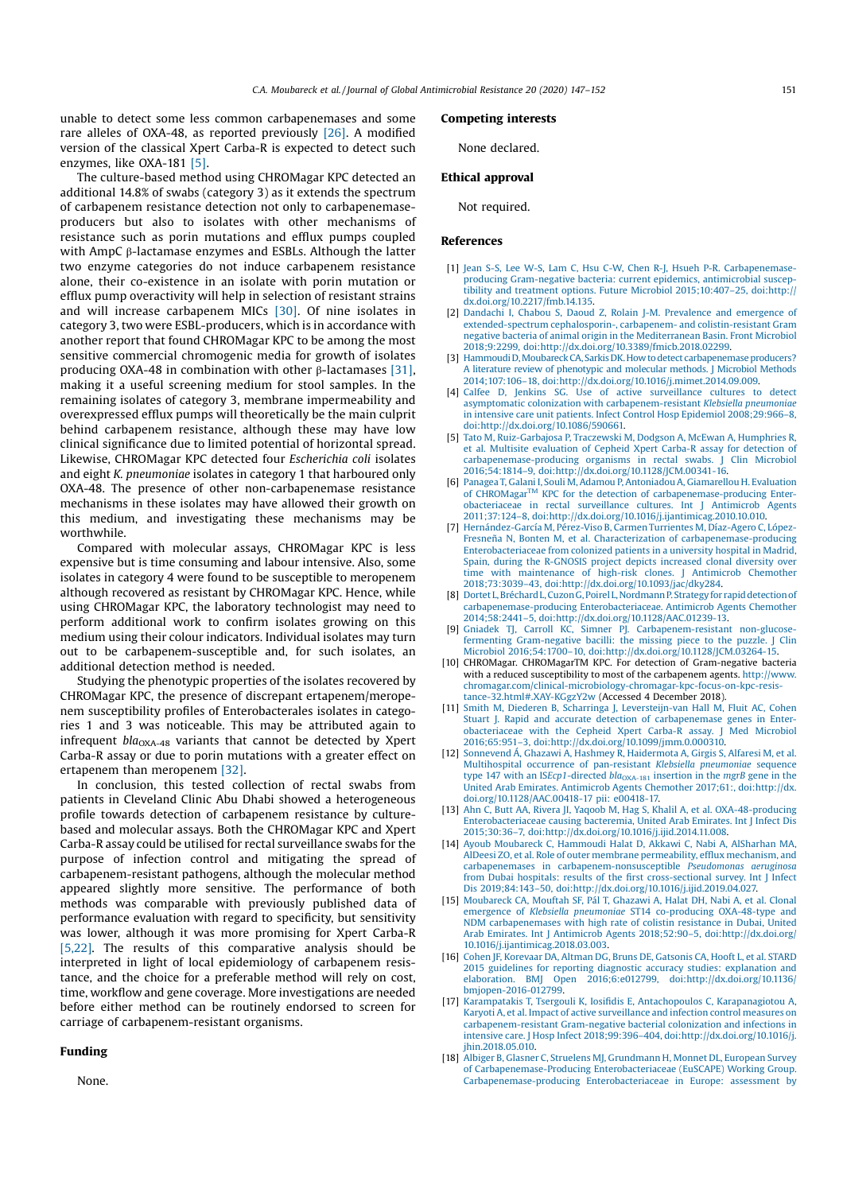unable to detect some less common carbapenemases and some rare alleles of OXA-48, as reported previously [26]. A modified version of the classical Xpert Carba-R is expected to detect such enzymes, like OXA-181 [5].

The culture-based method using CHROMagar KPC detected an additional 14.8% of swabs (category 3) as it extends the spectrum of carbapenem resistance detection not only to carbapenemase-producers but also to isolates with other mechanisms of resistance such as porin mutations and efflux pumps coupled with AmpC β-lactamase enzymes and ESBLs. Although the latter two enzyme categories do not induce carbapenem resistance alone, their co-existence in an isolate with porin mutation or efflux pump overactivity will help in selection of resistant strains and will increase carbapenem MICs [30]. Of nine isolates in category 3, two were ESBL-producers, which is in accordance with another report that found CHROMagar KPC to be among the most sensitive commercial chromogenic media for growth of isolates producing OXA-48 in combination with other β-lactamases [31], making it a useful screening medium for stool samples. In the remaining isolates of category 3, membrane impermeability and overexpressed efflux pumps will theoretically be the main culprit behind carbapenem resistance, although these may have low clinical significance due to limited potential of horizontal spread. Likewise, CHROMagar KPC detected four *Escherichia coli* isolates and eight *K. pneumoniae* isolates in category 1 that harboured only OXA-48. The presence of other non-carbapenemase resistance mechanisms in these isolates may have allowed their growth on this medium, and investigating these mechanisms may be worthwhile.

Compared with molecular assays, CHROMagar KPC is less expensive but is time consuming and labour intensive. Also, some isolates in category 4 were found to be susceptible to meropenem although recovered as resistant by CHROMagar KPC. Hence, while using CHROMagar KPC, the laboratory technologist may need to perform additional work to confirm isolates growing on this medium using their colour indicators. Individual isolates may turn out to be carbapenem-susceptible and, for such isolates, an additional detection method is needed.

Studying the phenotypic properties of the isolates recovered by CHROMagar KPC, the presence of discrepant ertapenem/meropenem susceptibility profiles of Enterobacterales isolates in categories 1 and 3 was noticeable. This may be attributed again to infrequent $bla_{\text{OXA-48}}$ variants that cannot be detected by Xpert Carba-R assay or due to porin mutations with a greater effect on ertapenem than meropenem [32].

In conclusion, this tested collection of rectal swabs from patients in Cleveland Clinic Abu Dhabi showed a heterogeneous profile towards detection of carbapenem resistance by culture-based and molecular assays. Both the CHROMagar KPC and Xpert Carba-R assay could be utilised for rectal surveillance swabs for the purpose of infection control and mitigating the spread of carbapenem-resistant pathogens, although the molecular method appeared slightly more sensitive. The performance of both methods was comparable with previously published data of performance evaluation with regard to specificity, but sensitivity was lower, although it was more promising for Xpert Carba-R [5,22]. The results of this comparative analysis should be interpreted in light of local epidemiology of carbapenem resistance, and the choice for a preferable method will rely on cost, time, workflow and gene coverage. More investigations are needed before either method can be routinely endorsed to screen for carriage of carbapenem-resistant organisms.

## Funding

None.

## Competing interests

None declared.

## Ethical approval

Not required.

## References

[1] Jean S-S, Lee W-S, Lam C, Hsu C-W, Chen R-J, Hsueh P-R. Carbapenemase-producing Gram-negative bacteria: current epidemics, antimicrobial susceptibility and treatment options. Future Microbiol 2015;10:407–25, doi:http://dx.doi.org/10.2217/fmb.14.135.

[2] Dandachi I, Chabou S, Daoud Z, Rolain J-M. Prevalence and emergence of extended-spectrum cephalosporin-, carbapenem- and colistin-resistant Gram negative bacteria of animal origin in the Mediterranean Basin. Front Microbiol 2018;9:2299, doi:http://dx.doi.org/10.3389/fmicb.2018.02299.

[3] Hammoudi D, Moubareck CA, Sarkis DK. How to detect carbapenemase producers? A literature review of phenotypic and molecular methods. J Microbiol Methods 2014;107:106–18, doi:http://dx.doi.org/10.1016/j.mimet.2014.09.009.

[4] Calfee D, Jenkins SG. Use of active surveillance cultures to detect asymptomatic colonization with carbapenem-resistant *Klebsiella pneumoniae* in intensive care unit patients. Infect Control Hosp Epidemiol 2008;29:966–8, doi:http://dx.doi.org/10.1086/590661.

[5] Tato M, Ruiz-Garbajosa P, Traczewski M, Dodgson A, McEwan A, Humphries R, et al. Multisite evaluation of Cepheid Xpert Carba-R assay for detection of carbapenemase-producing organisms in rectal swabs. J Clin Microbiol 2016;54:1814–9, doi:http://dx.doi.org/10.1128/JCM.00341-16.

[6] Panagea T, Galani I, Souli M, Adamou P, Antoniadou A, Giamarellou H. Evaluation of CHROMagar™ KPC for the detection of carbapenemase-producing Enterobacteriaceae in rectal surveillance cultures. Int J Antimicrob Agents 2011;37:124–8, doi:http://dx.doi.org/10.1016/j.ijantimicag.2010.10.010.

[7] Hernández-García M, Pérez-Viso B, Carmen Turrientes M, Díaz-Agero C, López-Fresneña N, Bonten M, et al. Characterization of carbapenemase-producing Enterobacteriaceae from colonized patients in a university hospital in Madrid, Spain, during the R-GNOSIS project depicts increased clonal diversity over time with maintenance of high-risk clones. J Antimicrob Chemother 2018;73:3039–43, doi:http://dx.doi.org/10.1093/jac/dky284.

[8] Dortet L, Bréchard L, Cuzon G, Poirel L, Nordmann P. Strategy for rapid detection of carbapenemase-producing Enterobacteriaceae. Antimicrob Agents Chemother 2014;58:2441–5, doi:http://dx.doi.org/10.1128/AAC.01239-13.

[9] Gniadek TJ, Carroll KC, Simner PJ. Carbapenem-resistant non-glucose-fermenting Gram-negative bacilli: the missing piece to the puzzle. J Clin Microbiol 2016;54:1700–10, doi:http://dx.doi.org/10.1128/JCM.03264-15.

[10] CHROMagar. CHROMagarTM KPC. For detection of Gram-negative bacteria with a reduced susceptibility to most of the carbapenem agents. http://www.chromagar.com/clinical-microbiology-chromagar-kpc-focus-on-kpc-resistance-32.html#.XAY-KGgzY2w (Accessed 4 December 2018).

[11] Smith M, Diederen B, Scharringa J, Leversteijn-van Hall M, Fluit AC, Cohen Stuart J. Rapid and accurate detection of carbapenemase genes in Enterobacteriaceae with the Cepheid Xpert Carba-R assay. J Med Microbiol 2016;65:951–3, doi:http://dx.doi.org/10.1099/jmm.0.000310.

[12] Sonnevend Á, Ghazawi A, Hashmey R, Haidermota A, Girgis S, Alfaresi M, et al. Multihospital occurrence of pan-resistant *Klebsiella pneumoniae* sequence type 147 with an IS*Ecp1*-directed $bla_{\text{OXA-181}}$ insertion in the *mgrB* gene in the United Arab Emirates. Antimicrob Agents Chemother 2017;61:, doi:http://dx.doi.org/10.1128/AAC.00418-17 pii: e00418-17.

[13] Ahn C, Butt AA, Rivera JI, Yaqoob M, Hag S, Khalil A, et al. OXA-48-producing Enterobacteriaceae causing bacteremia, United Arab Emirates. Int J Infect Dis 2015;30:36–7, doi:http://dx.doi.org/10.1016/j.ijid.2014.11.008.

[14] Ayoub Moubareck C, Hammoudi Halat D, Akkawi C, Nabi A, AlSharhan MA, AlDeesi ZO, et al. Role of outer membrane permeability, efflux mechanism, and carbapenemases in carbapenem-nonsusceptible *Pseudomonas aeruginosa* from Dubai hospitals: results of the first cross-sectional survey. Int J Infect Dis 2019;84:143–50, doi:http://dx.doi.org/10.1016/j.ijid.2019.04.027.

[15] Moubareck CA, Mouftah SF, Pál T, Ghazawi A, Halat DH, Nabi A, et al. Clonal emergence of *Klebsiella pneumoniae* ST14 co-producing OXA-48-type and NDM carbapenemases with high rate of colistin resistance in Dubai, United Arab Emirates. Int J Antimicrob Agents 2018;52:90–5, doi:http://dx.doi.org/10.1016/j.ijantimicag.2018.03.003.

[16] Cohen JF, Korevaar DA, Altman DG, Bruns DE, Gatsonis CA, Hooft L, et al. STARD 2015 guidelines for reporting diagnostic accuracy studies: explanation and elaboration. BMJ Open 2016;6:e012799, doi:http://dx.doi.org/10.1136/bmjopen-2016-012799.

[17] Karampatakis T, Tsergouli K, Iosifidis E, Antachopoulos C, Karapanagiotou A, Karyoti A, et al. Impact of active surveillance and infection control measures on carbapenem-resistant Gram-negative bacterial colonization and infections in intensive care. J Hosp Infect 2018;99:396–404, doi:http://dx.doi.org/10.1016/j.jhin.2018.05.010.

[18] Albiger B, Glasner C, Struelens MJ, Grundmann H, Monnet DL, European Survey of Carbapenemase-Producing Enterobacteriaceae (EuSCAPE) Working Group. Carbapenemase-producing Enterobacteriaceae in Europe: assessment by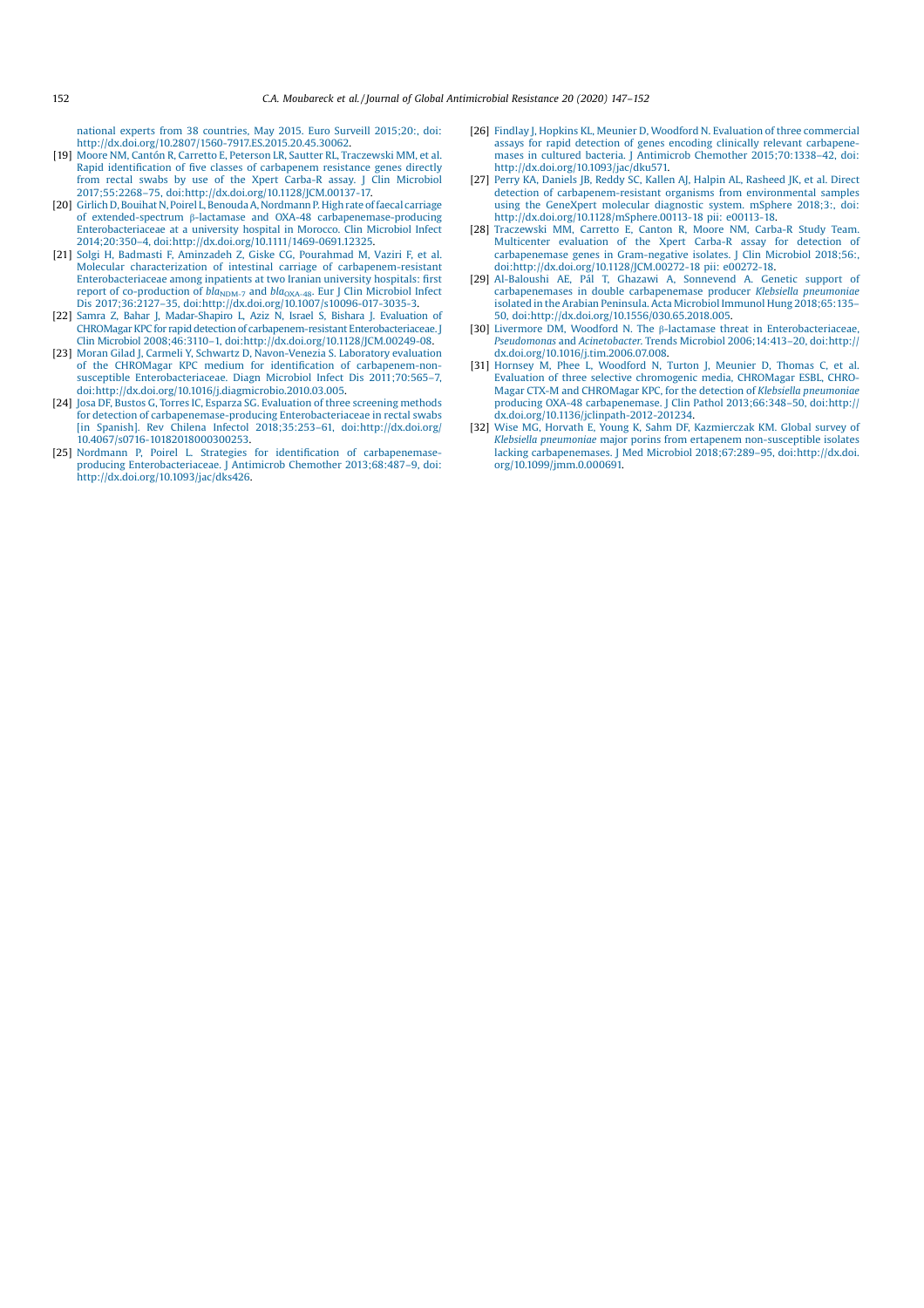national experts from 38 countries, May 2015. Euro Surveill 2015;20:, doi: http://dx.doi.org/10.2807/1560-7917.ES.2015.20.45.30062.

[19] Moore NM, Cantón R, Carretto E, Peterson LR, Sautter RL, Traczewski MM, et al. Rapid identification of five classes of carbapenem resistance genes directly from rectal swabs by use of the Xpert Carba-R assay. J Clin Microbiol 2017;55:2268–75, doi:http://dx.doi.org/10.1128/JCM.00137-17.

[20] Girlich D, Bouihat N, Poirel L, Benouda A, Nordmann P. High rate of faecal carriage of extended-spectrum β-lactamase and OXA-48 carbapenemase-producing Enterobacteriaceae at a university hospital in Morocco. Clin Microbiol Infect 2014;20:350–4, doi:http://dx.doi.org/10.1111/1469-0691.12325.

[21] Solgi H, Badmasti F, Aminzadeh Z, Giske CG, Pourahmad M, Vaziri F, et al. Molecular characterization of intestinal carriage of carbapenem-resistant Enterobacteriaceae among inpatients at two Iranian university hospitals: first report of co-production of *bla*$_{NDM-7}$ and *bla*$_{OXA-48}$. Eur J Clin Microbiol Infect Dis 2017;36:2127–35, doi:http://dx.doi.org/10.1007/s10096-017-3035-3.

[22] Samra Z, Bahar J, Madar-Shapiro L, Aziz N, Israel S, Bishara J. Evaluation of CHROMagar KPC for rapid detection of carbapenem-resistant Enterobacteriaceae. J Clin Microbiol 2008;46:3110–1, doi:http://dx.doi.org/10.1128/JCM.00249-08.

[23] Moran Gilad J, Carmeli Y, Schwartz D, Navon-Venezia S. Laboratory evaluation of the CHROMagar KPC medium for identification of carbapenem-non-susceptible Enterobacteriaceae. Diagn Microbiol Infect Dis 2011;70:565–7, doi:http://dx.doi.org/10.1016/j.diagmicrobio.2010.03.005.

[24] Josa DF, Bustos G, Torres IC, Esparza SG. Evaluation of three screening methods for detection of carbapenemase-producing Enterobacteriaceae in rectal swabs [in Spanish]. Rev Chilena Infectol 2018;35:253–61, doi:http://dx.doi.org/10.4067/s0716-10182018000300253.

[25] Nordmann P, Poirel L. Strategies for identification of carbapenemase-producing Enterobacteriaceae. J Antimicrob Chemother 2013;68:487–9, doi: http://dx.doi.org/10.1093/jac/dks426.

[26] Findlay J, Hopkins KL, Meunier D, Woodford N. Evaluation of three commercial assays for rapid detection of genes encoding clinically relevant carbapenemases in cultured bacteria. J Antimicrob Chemother 2015;70:1338–42, doi: http://dx.doi.org/10.1093/jac/dku571.

[27] Perry KA, Daniels JB, Reddy SC, Kallen AJ, Halpin AL, Rasheed JK, et al. Direct detection of carbapenem-resistant organisms from environmental samples using the GeneXpert molecular diagnostic system. mSphere 2018;3:, doi: http://dx.doi.org/10.1128/mSphere.00113-18 pii: e00113-18.

[28] Traczewski MM, Carretto E, Canton R, Moore NM, Carba-R Study Team. Multicenter evaluation of the Xpert Carba-R assay for detection of carbapenemase genes in Gram-negative isolates. J Clin Microbiol 2018;56:, doi:http://dx.doi.org/10.1128/JCM.00272-18 pii: e00272-18.

[29] Al-Baloushi AE, Pál T, Ghazawi A, Sonnevend A. Genetic support of carbapenemases in double carbapenemase producer *Klebsiella pneumoniae* isolated in the Arabian Peninsula. Acta Microbiol Immunol Hung 2018;65:135–50, doi:http://dx.doi.org/10.1556/030.65.2018.005.

[30] Livermore DM, Woodford N. The β-lactamase threat in Enterobacteriaceae, *Pseudomonas* and *Acinetobacter*. Trends Microbiol 2006;14:413–20, doi:http://dx.doi.org/10.1016/j.tim.2006.07.008.

[31] Hornsey M, Phee L, Woodford N, Turton J, Meunier D, Thomas C, et al. Evaluation of three selective chromogenic media, CHROMagar ESBL, CHROMagar CTX-M and CHROMagar KPC, for the detection of *Klebsiella pneumoniae* producing OXA-48 carbapenemase. J Clin Pathol 2013;66:348–50, doi:http://dx.doi.org/10.1136/jclinpath-2012-201234.

[32] Wise MG, Horvath E, Young K, Sahm DF, Kazmierczak KM. Global survey of *Klebsiella pneumoniae* major porins from ertapenem non-susceptible isolates lacking carbapenemases. J Med Microbiol 2018;67:289–95, doi:http://dx.doi.org/10.1099/jmm.0.000691.